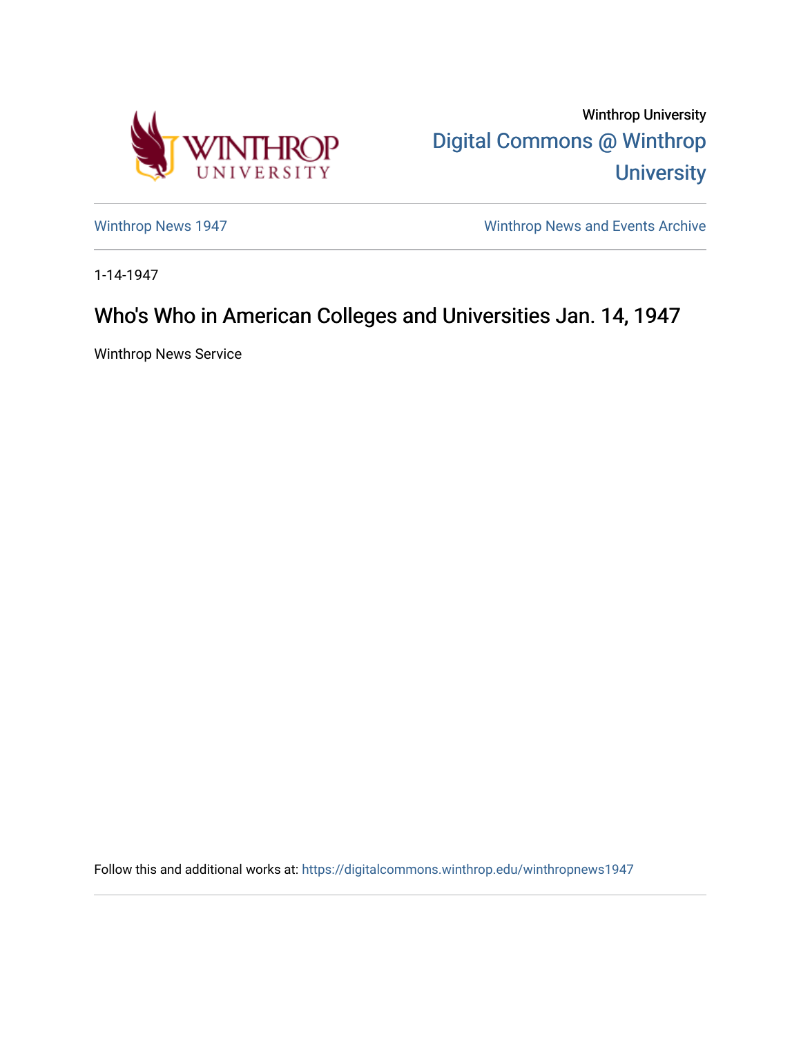Winthrop University

Digital Commons @ Winthrop University

Winthrop News 1947

Winthrop News and Events Archive

1-14-1947

# Who's Who in American Colleges and Universities Jan. 14, 1947

Winthrop News Service

Follow this and additional works at: https://digitalcommons.winthrop.edu/winthropnews1947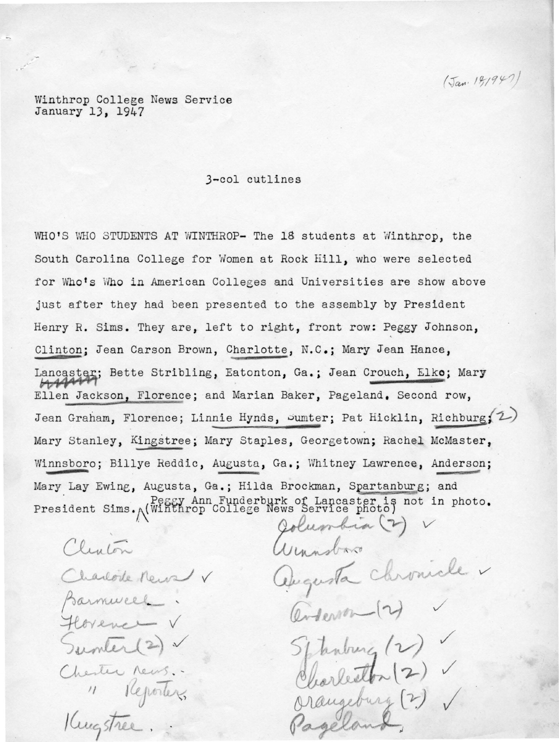(Jan. 14, 1947)

Winthrop College News Service
January 13, 1947

3-col cutlines

WHO'S WHO STUDENTS AT WINTHROP- The 18 students at Winthrop, the South Carolina College for Women at Rock Hill, who were selected for Who's Who in American Colleges and Universities are show above just after they had been presented to the assembly by President Henry R. Sims. They are, left to right, front row: Peggy Johnson, Clinton; Jean Carson Brown, Charlotte, N.C.; Mary Jean Hance, Lancaster; Bette Stribling, Eatonton, Ga.; Jean Crouch, Elko; Mary Ellen Jackson, Florence; and Marian Baker, Pageland. Second row, Jean Graham, Florence; Linnie Hynds, Sumter; Pat Hicklin, Richburg;(2) Mary Stanley, Kingstree; Mary Staples, Georgetown; Rachel McMaster, Winnsboro; Billye Reddic, Augusta, Ga.; Whitney Lawrence, Anderson; Mary Lay Ewing, Augusta, Ga.; Hilda Brockman, Spartanburg; and President Sims. Peggy Ann Funderburk of Lancaster is not in photo. (Winthrop College News Service photo)

Clinton
Charlotte News ✓
Barnwell
Florence ✓
Sumter (2) ✓
Chester News.
" Reporter
Kingstree

Columbia (2) ✓
Winnsboro
Augusta Chronicle ✓
Anderson (2) ✓
Sptanburg (2) ✓
Charleston (2) ✓
Orangeburg (2) ✓
Pageland